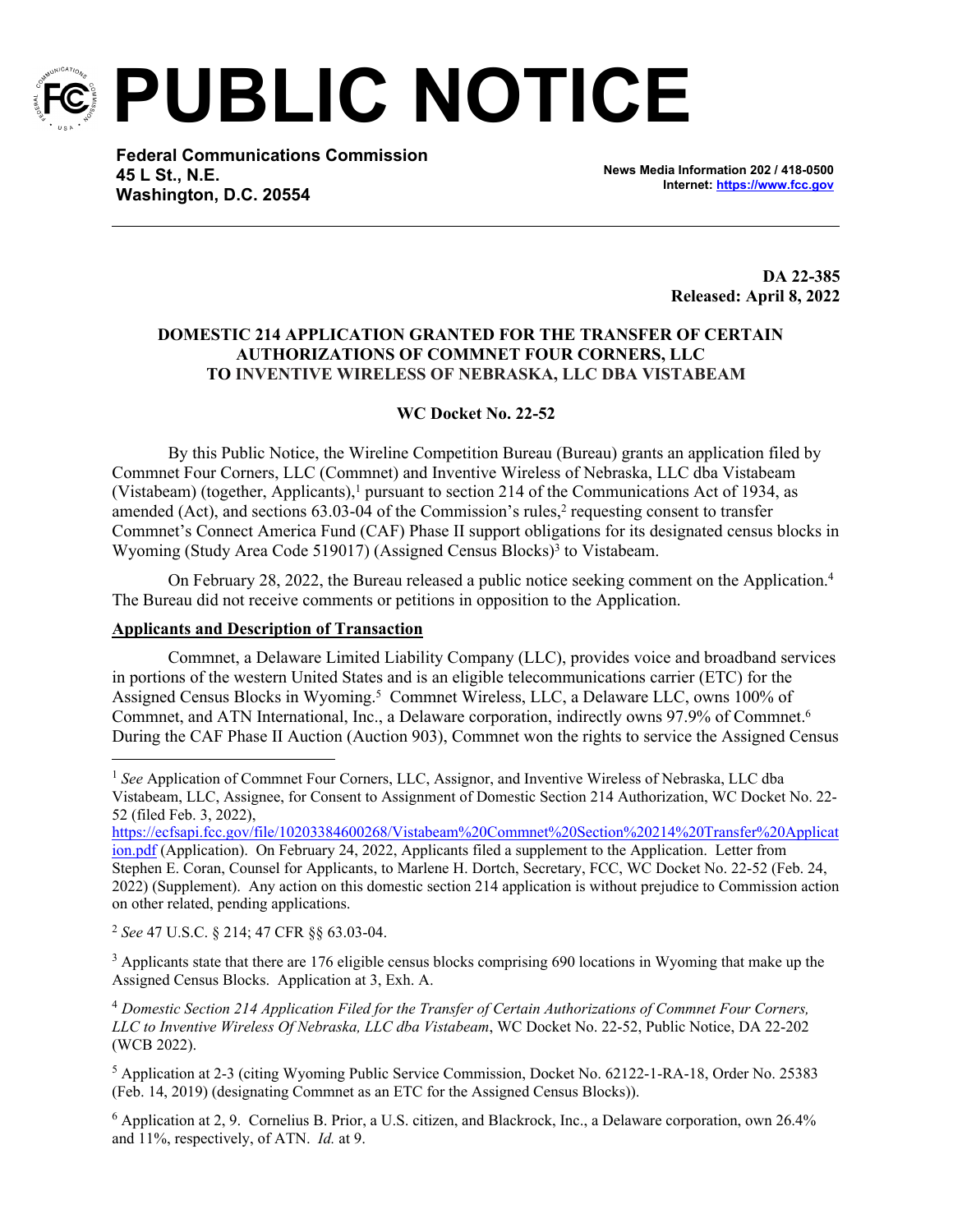# PUBLIC NOTICE

**Federal Communications Commission**
**45 L St., N.E.**
**Washington, D.C. 20554**

**News Media Information 202 / 418-0500**
**Internet: https://www.fcc.gov**

**DA 22-385**
**Released: April 8, 2022**

**DOMESTIC 214 APPLICATION GRANTED FOR THE TRANSFER OF CERTAIN AUTHORIZATIONS OF COMMNET FOUR CORNERS, LLC TO INVENTIVE WIRELESS OF NEBRASKA, LLC DBA VISTABEAM**

**WC Docket No. 22-52**

By this Public Notice, the Wireline Competition Bureau (Bureau) grants an application filed by Commnet Four Corners, LLC (Commnet) and Inventive Wireless of Nebraska, LLC dba Vistabeam (Vistabeam) (together, Applicants),[1] pursuant to section 214 of the Communications Act of 1934, as amended (Act), and sections 63.03-04 of the Commission's rules,[2] requesting consent to transfer Commnet's Connect America Fund (CAF) Phase II support obligations for its designated census blocks in Wyoming (Study Area Code 519017) (Assigned Census Blocks)[3] to Vistabeam.

On February 28, 2022, the Bureau released a public notice seeking comment on the Application.[4] The Bureau did not receive comments or petitions in opposition to the Application.

**Applicants and Description of Transaction**

Commnet, a Delaware Limited Liability Company (LLC), provides voice and broadband services in portions of the western United States and is an eligible telecommunications carrier (ETC) for the Assigned Census Blocks in Wyoming.[5] Commnet Wireless, LLC, a Delaware LLC, owns 100% of Commnet, and ATN International, Inc., a Delaware corporation, indirectly owns 97.9% of Commnet.[6] During the CAF Phase II Auction (Auction 903), Commnet won the rights to service the Assigned Census

---

[1] *See* Application of Commnet Four Corners, LLC, Assignor, and Inventive Wireless of Nebraska, LLC dba Vistabeam, LLC, Assignee, for Consent to Assignment of Domestic Section 214 Authorization, WC Docket No. 22-52 (filed Feb. 3, 2022), https://ecfsapi.fcc.gov/file/10203384600268/Vistabeam%20Commnet%20Section%20214%20Transfer%20Application.pdf (Application). On February 24, 2022, Applicants filed a supplement to the Application. Letter from Stephen E. Coran, Counsel for Applicants, to Marlene H. Dortch, Secretary, FCC, WC Docket No. 22-52 (Feb. 24, 2022) (Supplement). Any action on this domestic section 214 application is without prejudice to Commission action on other related, pending applications.

[2] *See* 47 U.S.C. § 214; 47 CFR §§ 63.03-04.

[3] Applicants state that there are 176 eligible census blocks comprising 690 locations in Wyoming that make up the Assigned Census Blocks. Application at 3, Exh. A.

[4] *Domestic Section 214 Application Filed for the Transfer of Certain Authorizations of Commnet Four Corners, LLC to Inventive Wireless Of Nebraska, LLC dba Vistabeam*, WC Docket No. 22-52, Public Notice, DA 22-202 (WCB 2022).

[5] Application at 2-3 (citing Wyoming Public Service Commission, Docket No. 62122-1-RA-18, Order No. 25383 (Feb. 14, 2019) (designating Commnet as an ETC for the Assigned Census Blocks)).

[6] Application at 2, 9. Cornelius B. Prior, a U.S. citizen, and Blackrock, Inc., a Delaware corporation, own 26.4% and 11%, respectively, of ATN. *Id.* at 9.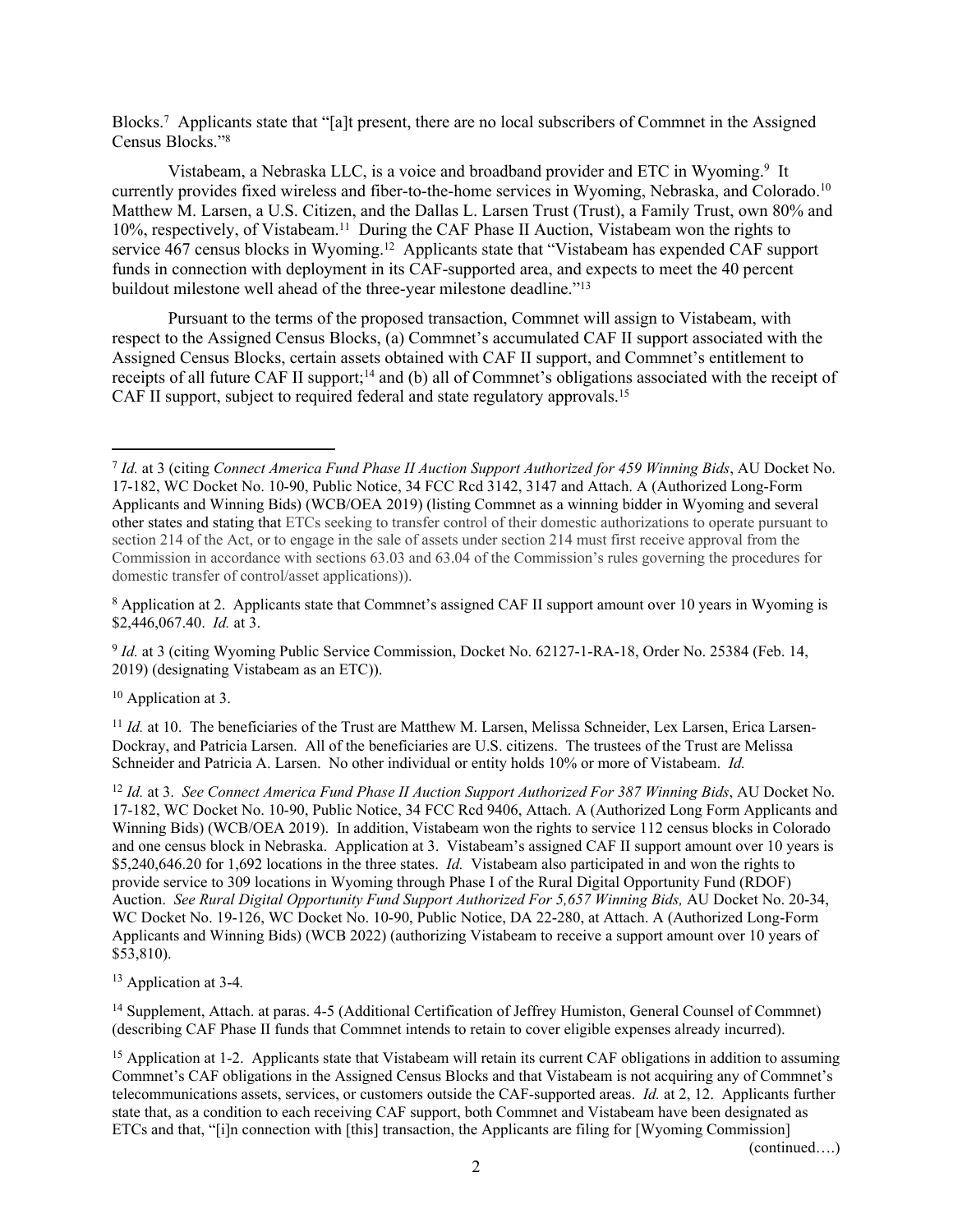Blocks.[7] Applicants state that "[a]t present, there are no local subscribers of Commnet in the Assigned Census Blocks."[8]

Vistabeam, a Nebraska LLC, is a voice and broadband provider and ETC in Wyoming.[9] It currently provides fixed wireless and fiber-to-the-home services in Wyoming, Nebraska, and Colorado.[10] Matthew M. Larsen, a U.S. Citizen, and the Dallas L. Larsen Trust (Trust), a Family Trust, own 80% and 10%, respectively, of Vistabeam.[11] During the CAF Phase II Auction, Vistabeam won the rights to service 467 census blocks in Wyoming.[12] Applicants state that "Vistabeam has expended CAF support funds in connection with deployment in its CAF-supported area, and expects to meet the 40 percent buildout milestone well ahead of the three-year milestone deadline."[13]

Pursuant to the terms of the proposed transaction, Commnet will assign to Vistabeam, with respect to the Assigned Census Blocks, (a) Commnet's accumulated CAF II support associated with the Assigned Census Blocks, certain assets obtained with CAF II support, and Commnet's entitlement to receipts of all future CAF II support;[14] and (b) all of Commnet's obligations associated with the receipt of CAF II support, subject to required federal and state regulatory approvals.[15]

---

[7] *Id.* at 3 (citing *Connect America Fund Phase II Auction Support Authorized for 459 Winning Bids*, AU Docket No. 17-182, WC Docket No. 10-90, Public Notice, 34 FCC Rcd 3142, 3147 and Attach. A (Authorized Long-Form Applicants and Winning Bids) (WCB/OEA 2019) (listing Commnet as a winning bidder in Wyoming and several other states and stating that ETCs seeking to transfer control of their domestic authorizations to operate pursuant to section 214 of the Act, or to engage in the sale of assets under section 214 must first receive approval from the Commission in accordance with sections 63.03 and 63.04 of the Commission's rules governing the procedures for domestic transfer of control/asset applications)).

[8] Application at 2. Applicants state that Commnet's assigned CAF II support amount over 10 years in Wyoming is $2,446,067.40. *Id.* at 3.

[9] *Id.* at 3 (citing Wyoming Public Service Commission, Docket No. 62127-1-RA-18, Order No. 25384 (Feb. 14, 2019) (designating Vistabeam as an ETC)).

[10] Application at 3.

[11] *Id.* at 10. The beneficiaries of the Trust are Matthew M. Larsen, Melissa Schneider, Lex Larsen, Erica Larsen-Dockray, and Patricia Larsen. All of the beneficiaries are U.S. citizens. The trustees of the Trust are Melissa Schneider and Patricia A. Larsen. No other individual or entity holds 10% or more of Vistabeam. *Id.*

[12] *Id.* at 3. *See Connect America Fund Phase II Auction Support Authorized For 387 Winning Bids*, AU Docket No. 17-182, WC Docket No. 10-90, Public Notice, 34 FCC Rcd 9406, Attach. A (Authorized Long Form Applicants and Winning Bids) (WCB/OEA 2019). In addition, Vistabeam won the rights to service 112 census blocks in Colorado and one census block in Nebraska. Application at 3. Vistabeam's assigned CAF II support amount over 10 years is $5,240,646.20 for 1,692 locations in the three states. *Id.* Vistabeam also participated in and won the rights to provide service to 309 locations in Wyoming through Phase I of the Rural Digital Opportunity Fund (RDOF) Auction. *See Rural Digital Opportunity Fund Support Authorized For 5,657 Winning Bids,* AU Docket No. 20-34, WC Docket No. 19-126, WC Docket No. 10-90, Public Notice, DA 22-280, at Attach. A (Authorized Long-Form Applicants and Winning Bids) (WCB 2022) (authorizing Vistabeam to receive a support amount over 10 years of $53,810).

[13] Application at 3-4.

[14] Supplement, Attach. at paras. 4-5 (Additional Certification of Jeffrey Humiston, General Counsel of Commnet) (describing CAF Phase II funds that Commnet intends to retain to cover eligible expenses already incurred).

[15] Application at 1-2. Applicants state that Vistabeam will retain its current CAF obligations in addition to assuming Commnet's CAF obligations in the Assigned Census Blocks and that Vistabeam is not acquiring any of Commnet's telecommunications assets, services, or customers outside the CAF-supported areas. *Id.* at 2, 12. Applicants further state that, as a condition to each receiving CAF support, both Commnet and Vistabeam have been designated as ETCs and that, "[i]n connection with [this] transaction, the Applicants are filing for [Wyoming Commission]

(continued….)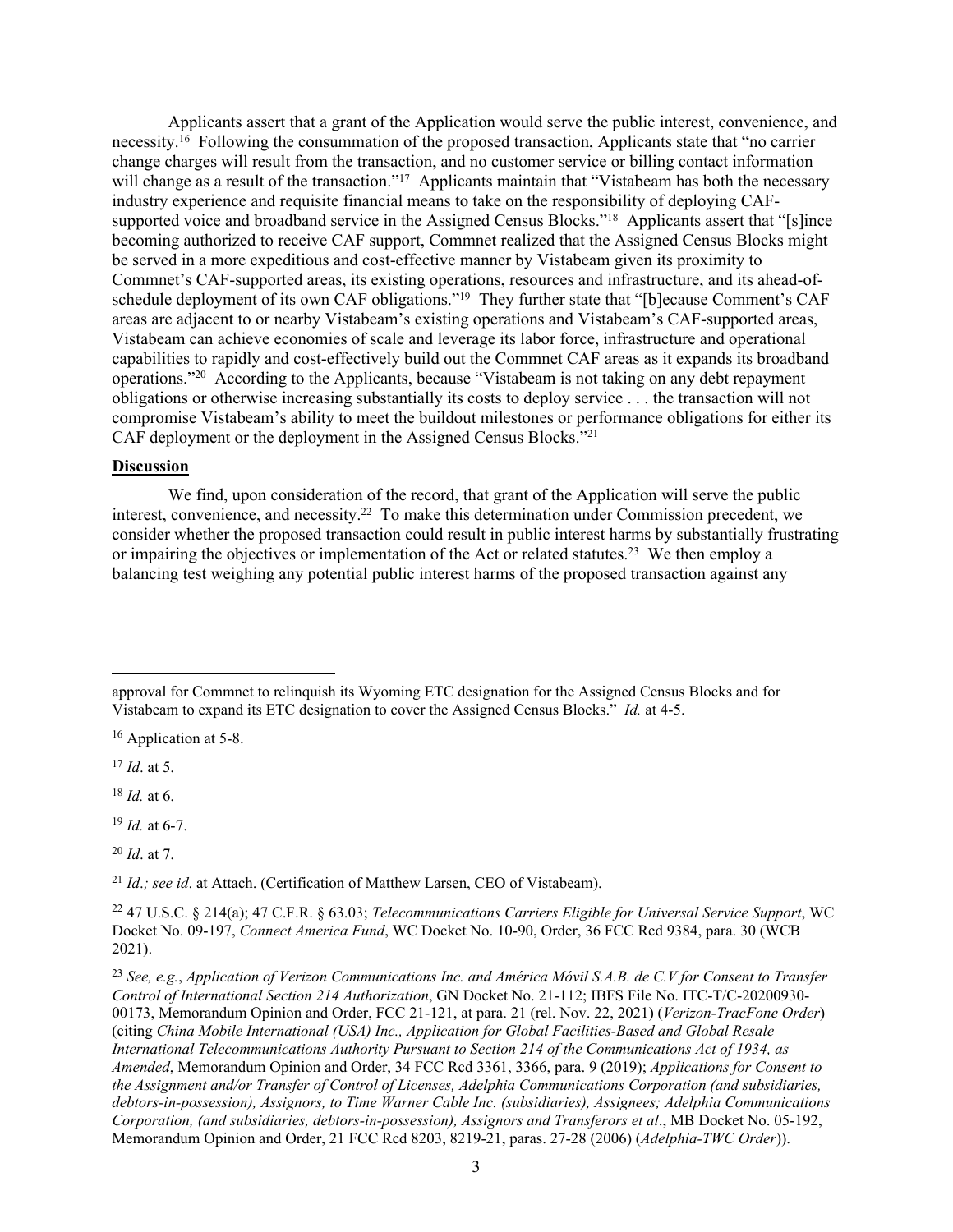Applicants assert that a grant of the Application would serve the public interest, convenience, and necessity.[16] Following the consummation of the proposed transaction, Applicants state that "no carrier change charges will result from the transaction, and no customer service or billing contact information will change as a result of the transaction."[17] Applicants maintain that "Vistabeam has both the necessary industry experience and requisite financial means to take on the responsibility of deploying CAF-supported voice and broadband service in the Assigned Census Blocks."[18] Applicants assert that "[s]ince becoming authorized to receive CAF support, Commnet realized that the Assigned Census Blocks might be served in a more expeditious and cost-effective manner by Vistabeam given its proximity to Commnet's CAF-supported areas, its existing operations, resources and infrastructure, and its ahead-of-schedule deployment of its own CAF obligations."[19] They further state that "[b]ecause Comment's CAF areas are adjacent to or nearby Vistabeam's existing operations and Vistabeam's CAF-supported areas, Vistabeam can achieve economies of scale and leverage its labor force, infrastructure and operational capabilities to rapidly and cost-effectively build out the Commnet CAF areas as it expands its broadband operations."[20] According to the Applicants, because "Vistabeam is not taking on any debt repayment obligations or otherwise increasing substantially its costs to deploy service . . . the transaction will not compromise Vistabeam's ability to meet the buildout milestones or performance obligations for either its CAF deployment or the deployment in the Assigned Census Blocks."[21]

**Discussion**

We find, upon consideration of the record, that grant of the Application will serve the public interest, convenience, and necessity.[22] To make this determination under Commission precedent, we consider whether the proposed transaction could result in public interest harms by substantially frustrating or impairing the objectives or implementation of the Act or related statutes.[23] We then employ a balancing test weighing any potential public interest harms of the proposed transaction against any

---

approval for Commnet to relinquish its Wyoming ETC designation for the Assigned Census Blocks and for Vistabeam to expand its ETC designation to cover the Assigned Census Blocks." *Id.* at 4-5.

[16] Application at 5-8.

[17] *Id*. at 5.

[18] *Id.* at 6.

[19] *Id.* at 6-7.

[20] *Id*. at 7.

[21] *Id.; see id*. at Attach. (Certification of Matthew Larsen, CEO of Vistabeam).

[22] 47 U.S.C. § 214(a); 47 C.F.R. § 63.03; *Telecommunications Carriers Eligible for Universal Service Support*, WC Docket No. 09-197, *Connect America Fund*, WC Docket No. 10-90, Order, 36 FCC Rcd 9384, para. 30 (WCB 2021).

[23] *See, e.g.*, *Application of Verizon Communications Inc. and América Móvil S.A.B. de C.V for Consent to Transfer Control of International Section 214 Authorization*, GN Docket No. 21-112; IBFS File No. ITC-T/C-20200930-00173, Memorandum Opinion and Order, FCC 21-121, at para. 21 (rel. Nov. 22, 2021) (*Verizon-TracFone Order*) (citing *China Mobile International (USA) Inc., Application for Global Facilities-Based and Global Resale International Telecommunications Authority Pursuant to Section 214 of the Communications Act of 1934, as Amended*, Memorandum Opinion and Order, 34 FCC Rcd 3361, 3366, para. 9 (2019); *Applications for Consent to the Assignment and/or Transfer of Control of Licenses, Adelphia Communications Corporation (and subsidiaries, debtors-in-possession), Assignors, to Time Warner Cable Inc. (subsidiaries), Assignees; Adelphia Communications Corporation, (and subsidiaries, debtors-in-possession), Assignors and Transferors et al*., MB Docket No. 05-192, Memorandum Opinion and Order, 21 FCC Rcd 8203, 8219-21, paras. 27-28 (2006) (*Adelphia-TWC Order*)).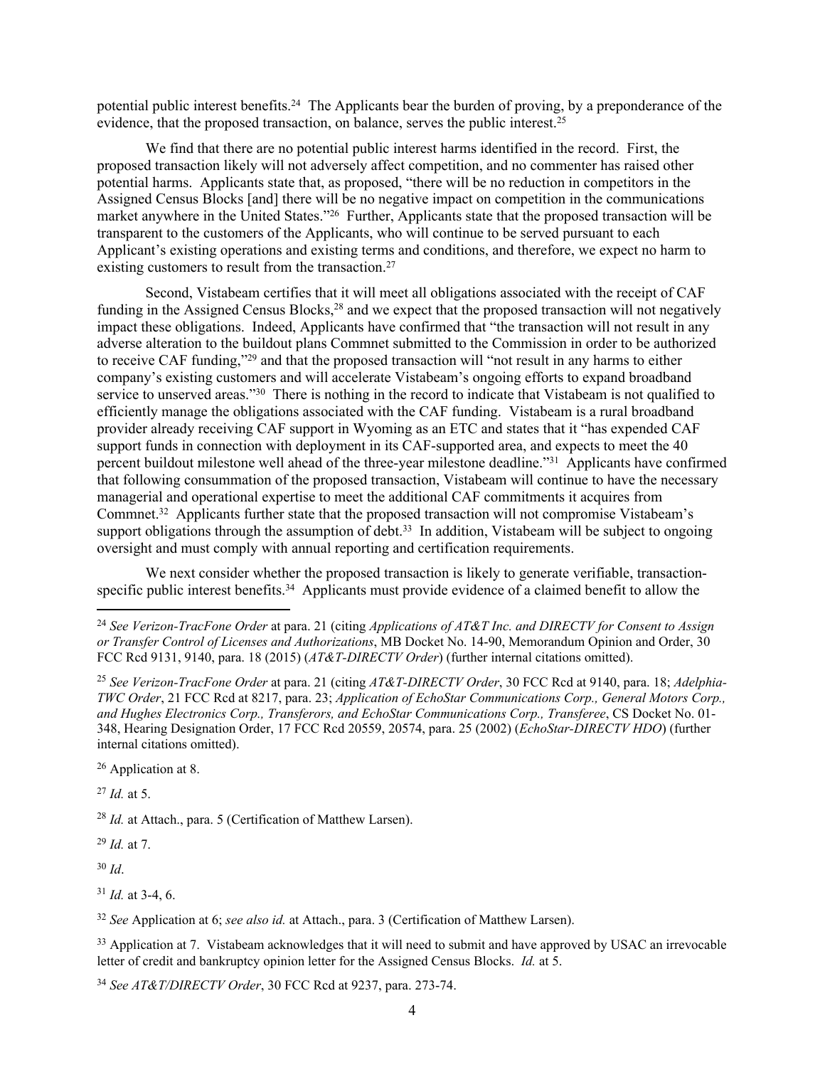potential public interest benefits.[24] The Applicants bear the burden of proving, by a preponderance of the evidence, that the proposed transaction, on balance, serves the public interest.[25]

We find that there are no potential public interest harms identified in the record. First, the proposed transaction likely will not adversely affect competition, and no commenter has raised other potential harms. Applicants state that, as proposed, "there will be no reduction in competitors in the Assigned Census Blocks [and] there will be no negative impact on competition in the communications market anywhere in the United States."[26] Further, Applicants state that the proposed transaction will be transparent to the customers of the Applicants, who will continue to be served pursuant to each Applicant's existing operations and existing terms and conditions, and therefore, we expect no harm to existing customers to result from the transaction.[27]

Second, Vistabeam certifies that it will meet all obligations associated with the receipt of CAF funding in the Assigned Census Blocks,[28] and we expect that the proposed transaction will not negatively impact these obligations. Indeed, Applicants have confirmed that "the transaction will not result in any adverse alteration to the buildout plans Commnet submitted to the Commission in order to be authorized to receive CAF funding,"[29] and that the proposed transaction will "not result in any harms to either company's existing customers and will accelerate Vistabeam's ongoing efforts to expand broadband service to unserved areas."[30] There is nothing in the record to indicate that Vistabeam is not qualified to efficiently manage the obligations associated with the CAF funding. Vistabeam is a rural broadband provider already receiving CAF support in Wyoming as an ETC and states that it "has expended CAF support funds in connection with deployment in its CAF-supported area, and expects to meet the 40 percent buildout milestone well ahead of the three-year milestone deadline."[31] Applicants have confirmed that following consummation of the proposed transaction, Vistabeam will continue to have the necessary managerial and operational expertise to meet the additional CAF commitments it acquires from Commnet.[32] Applicants further state that the proposed transaction will not compromise Vistabeam's support obligations through the assumption of debt.[33] In addition, Vistabeam will be subject to ongoing oversight and must comply with annual reporting and certification requirements.

We next consider whether the proposed transaction is likely to generate verifiable, transaction-specific public interest benefits.[34] Applicants must provide evidence of a claimed benefit to allow the

---

[24] *See Verizon-TracFone Order* at para. 21 (citing *Applications of AT&T Inc. and DIRECTV for Consent to Assign or Transfer Control of Licenses and Authorizations*, MB Docket No. 14-90, Memorandum Opinion and Order, 30 FCC Rcd 9131, 9140, para. 18 (2015) (*AT&T-DIRECTV Order*) (further internal citations omitted).

[25] *See Verizon-TracFone Order* at para. 21 (citing *AT&T-DIRECTV Order*, 30 FCC Rcd at 9140, para. 18; *Adelphia-TWC Order*, 21 FCC Rcd at 8217, para. 23; *Application of EchoStar Communications Corp., General Motors Corp., and Hughes Electronics Corp., Transferors, and EchoStar Communications Corp., Transferee*, CS Docket No. 01-348, Hearing Designation Order, 17 FCC Rcd 20559, 20574, para. 25 (2002) (*EchoStar-DIRECTV HDO*) (further internal citations omitted).

[26] Application at 8.

[27] *Id.* at 5.

[28] *Id.* at Attach., para. 5 (Certification of Matthew Larsen).

[29] *Id.* at 7.

[30] *Id*.

[31] *Id.* at 3-4, 6.

[32] *See* Application at 6; *see also id.* at Attach., para. 3 (Certification of Matthew Larsen).

[33] Application at 7. Vistabeam acknowledges that it will need to submit and have approved by USAC an irrevocable letter of credit and bankruptcy opinion letter for the Assigned Census Blocks. *Id.* at 5.

[34] *See AT&T/DIRECTV Order*, 30 FCC Rcd at 9237, para. 273-74.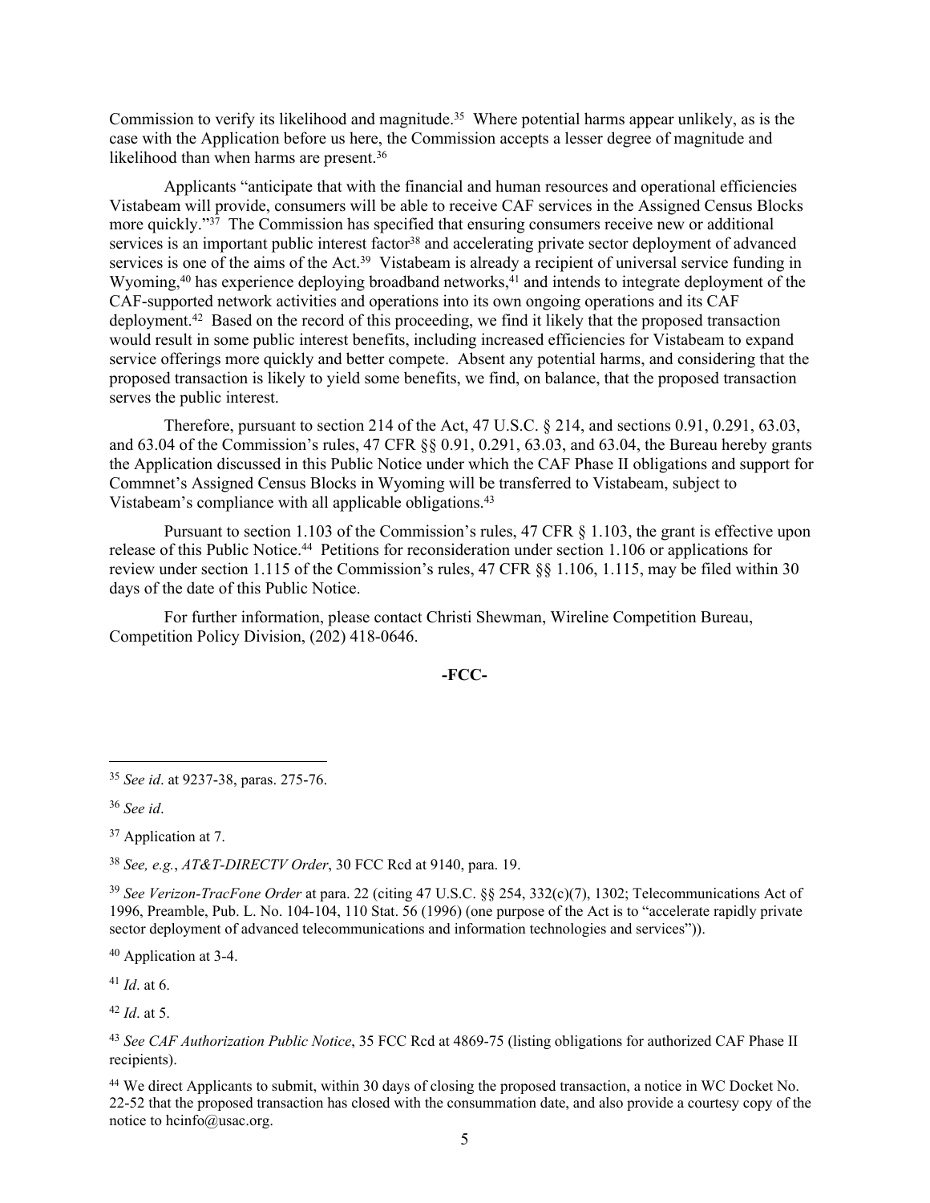Commission to verify its likelihood and magnitude.[35] Where potential harms appear unlikely, as is the case with the Application before us here, the Commission accepts a lesser degree of magnitude and likelihood than when harms are present.[36]

Applicants "anticipate that with the financial and human resources and operational efficiencies Vistabeam will provide, consumers will be able to receive CAF services in the Assigned Census Blocks more quickly."[37] The Commission has specified that ensuring consumers receive new or additional services is an important public interest factor[38] and accelerating private sector deployment of advanced services is one of the aims of the Act.[39] Vistabeam is already a recipient of universal service funding in Wyoming,[40] has experience deploying broadband networks,[41] and intends to integrate deployment of the CAF-supported network activities and operations into its own ongoing operations and its CAF deployment.[42] Based on the record of this proceeding, we find it likely that the proposed transaction would result in some public interest benefits, including increased efficiencies for Vistabeam to expand service offerings more quickly and better compete. Absent any potential harms, and considering that the proposed transaction is likely to yield some benefits, we find, on balance, that the proposed transaction serves the public interest.

Therefore, pursuant to section 214 of the Act, 47 U.S.C. § 214, and sections 0.91, 0.291, 63.03, and 63.04 of the Commission's rules, 47 CFR §§ 0.91, 0.291, 63.03, and 63.04, the Bureau hereby grants the Application discussed in this Public Notice under which the CAF Phase II obligations and support for Commnet's Assigned Census Blocks in Wyoming will be transferred to Vistabeam, subject to Vistabeam's compliance with all applicable obligations.[43]

Pursuant to section 1.103 of the Commission's rules, 47 CFR § 1.103, the grant is effective upon release of this Public Notice.[44] Petitions for reconsideration under section 1.106 or applications for review under section 1.115 of the Commission's rules, 47 CFR §§ 1.106, 1.115, may be filed within 30 days of the date of this Public Notice.

For further information, please contact Christi Shewman, Wireline Competition Bureau, Competition Policy Division, (202) 418-0646.

**-FCC-**

---

[35] *See id*. at 9237-38, paras. 275-76.

[36] *See id*.

[37] Application at 7.

[38] *See, e.g.*, *AT&T-DIRECTV Order*, 30 FCC Rcd at 9140, para. 19.

[39] *See Verizon-TracFone Order* at para. 22 (citing 47 U.S.C. §§ 254, 332(c)(7), 1302; Telecommunications Act of 1996, Preamble, Pub. L. No. 104-104, 110 Stat. 56 (1996) (one purpose of the Act is to "accelerate rapidly private sector deployment of advanced telecommunications and information technologies and services")).

[40] Application at 3-4.

[41] *Id*. at 6.

[42] *Id*. at 5.

[43] *See CAF Authorization Public Notice*, 35 FCC Rcd at 4869-75 (listing obligations for authorized CAF Phase II recipients).

[44] We direct Applicants to submit, within 30 days of closing the proposed transaction, a notice in WC Docket No. 22-52 that the proposed transaction has closed with the consummation date, and also provide a courtesy copy of the notice to hcinfo@usac.org.